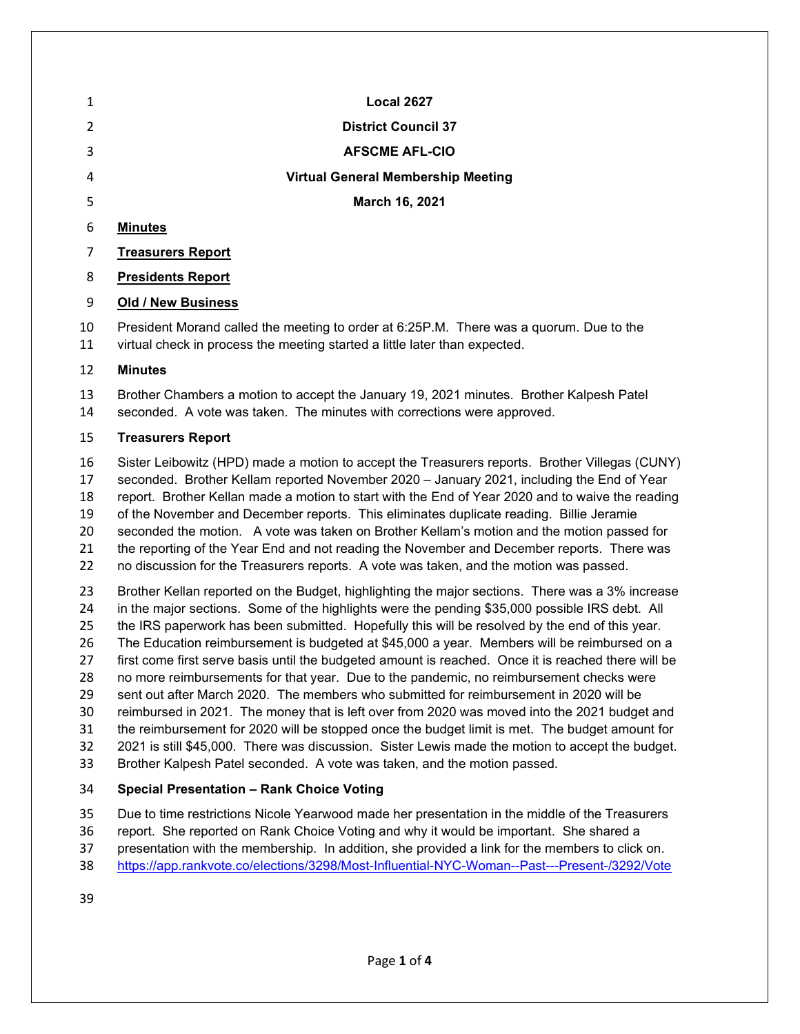**Local 2627**

**District Council 37**

**AFSCME AFL-CIO**

**Virtual General Membership Meeting**

**March 16, 2021**

**Minutes**

**Treasurers Report**

**Presidents Report**

**Old / New Business**

President Morand called the meeting to order at 6:25P.M. There was a quorum. Due to the virtual check in process the meeting started a little later than expected.

**Minutes**

Brother Chambers a motion to accept the January 19, 2021 minutes. Brother Kalpesh Patel seconded. A vote was taken. The minutes with corrections were approved.

**Treasurers Report**

Sister Leibowitz (HPD) made a motion to accept the Treasurers reports. Brother Villegas (CUNY) seconded. Brother Kellam reported November 2020 – January 2021, including the End of Year report. Brother Kellan made a motion to start with the End of Year 2020 and to waive the reading of the November and December reports. This eliminates duplicate reading. Billie Jeramie seconded the motion. A vote was taken on Brother Kellam's motion and the motion passed for the reporting of the Year End and not reading the November and December reports. There was no discussion for the Treasurers reports. A vote was taken, and the motion was passed.

Brother Kellan reported on the Budget, highlighting the major sections. There was a 3% increase in the major sections. Some of the highlights were the pending $35,000 possible IRS debt. All the IRS paperwork has been submitted. Hopefully this will be resolved by the end of this year. The Education reimbursement is budgeted at $45,000 a year. Members will be reimbursed on a first come first serve basis until the budgeted amount is reached. Once it is reached there will be no more reimbursements for that year. Due to the pandemic, no reimbursement checks were sent out after March 2020. The members who submitted for reimbursement in 2020 will be reimbursed in 2021. The money that is left over from 2020 was moved into the 2021 budget and the reimbursement for 2020 will be stopped once the budget limit is met. The budget amount for 2021 is still $45,000. There was discussion. Sister Lewis made the motion to accept the budget. Brother Kalpesh Patel seconded. A vote was taken, and the motion passed.

**Special Presentation – Rank Choice Voting**

Due to time restrictions Nicole Yearwood made her presentation in the middle of the Treasurers report. She reported on Rank Choice Voting and why it would be important. She shared a presentation with the membership. In addition, she provided a link for the members to click on. https://app.rankvote.co/elections/3298/Most-Influential-NYC-Woman--Past---Present-/3292/Vote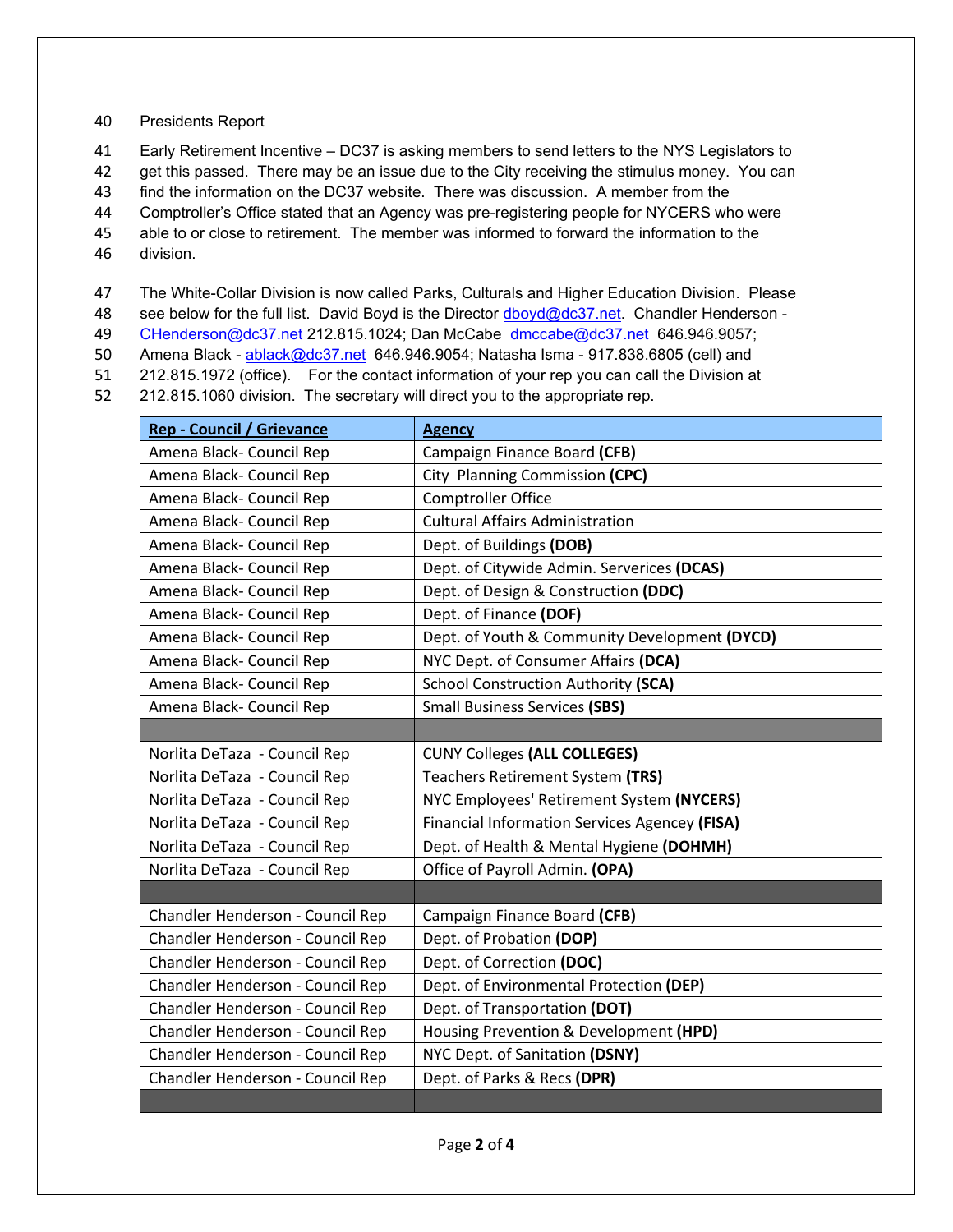40 Presidents Report

41 Early Retirement Incentive – DC37 is asking members to send letters to the NYS Legislators to
42 get this passed. There may be an issue due to the City receiving the stimulus money. You can
43 find the information on the DC37 website. There was discussion. A member from the
44 Comptroller's Office stated that an Agency was pre-registering people for NYCERS who were
45 able to or close to retirement. The member was informed to forward the information to the
46 division.

47 The White-Collar Division is now called Parks, Culturals and Higher Education Division. Please
48 see below for the full list. David Boyd is the Director dboyd@dc37.net. Chandler Henderson -
49 CHenderson@dc37.net 212.815.1024; Dan McCabe dmccabe@dc37.net 646.946.9057;
50 Amena Black - ablack@dc37.net 646.946.9054; Natasha Isma - 917.838.6805 (cell) and
51 212.815.1972 (office). For the contact information of your rep you can call the Division at
52 212.815.1060 division. The secretary will direct you to the appropriate rep.

| Rep - Council / Grievance | Agency |
|---|---|
| Amena Black- Council Rep | Campaign Finance Board **(CFB)** |
| Amena Black- Council Rep | City Planning Commission **(CPC)** |
| Amena Black- Council Rep | Comptroller Office |
| Amena Black- Council Rep | Cultural Affairs Administration |
| Amena Black- Council Rep | Dept. of Buildings **(DOB)** |
| Amena Black- Council Rep | Dept. of Citywide Admin. Serverices **(DCAS)** |
| Amena Black- Council Rep | Dept. of Design & Construction **(DDC)** |
| Amena Black- Council Rep | Dept. of Finance **(DOF)** |
| Amena Black- Council Rep | Dept. of Youth & Community Development **(DYCD)** |
| Amena Black- Council Rep | NYC Dept. of Consumer Affairs **(DCA)** |
| Amena Black- Council Rep | School Construction Authority **(SCA)** |
| Amena Black- Council Rep | Small Business Services **(SBS)** |
| | |
| Norlita DeTaza - Council Rep | CUNY Colleges **(ALL COLLEGES)** |
| Norlita DeTaza - Council Rep | Teachers Retirement System **(TRS)** |
| Norlita DeTaza - Council Rep | NYC Employees' Retirement System **(NYCERS)** |
| Norlita DeTaza - Council Rep | Financial Information Services Agencey **(FISA)** |
| Norlita DeTaza - Council Rep | Dept. of Health & Mental Hygiene **(DOHMH)** |
| Norlita DeTaza - Council Rep | Office of Payroll Admin. **(OPA)** |
| | |
| Chandler Henderson - Council Rep | Campaign Finance Board **(CFB)** |
| Chandler Henderson - Council Rep | Dept. of Probation **(DOP)** |
| Chandler Henderson - Council Rep | Dept. of Correction **(DOC)** |
| Chandler Henderson - Council Rep | Dept. of Environmental Protection **(DEP)** |
| Chandler Henderson - Council Rep | Dept. of Transportation **(DOT)** |
| Chandler Henderson - Council Rep | Housing Prevention & Development **(HPD)** |
| Chandler Henderson - Council Rep | NYC Dept. of Sanitation **(DSNY)** |
| Chandler Henderson - Council Rep | Dept. of Parks & Recs **(DPR)** |
| | |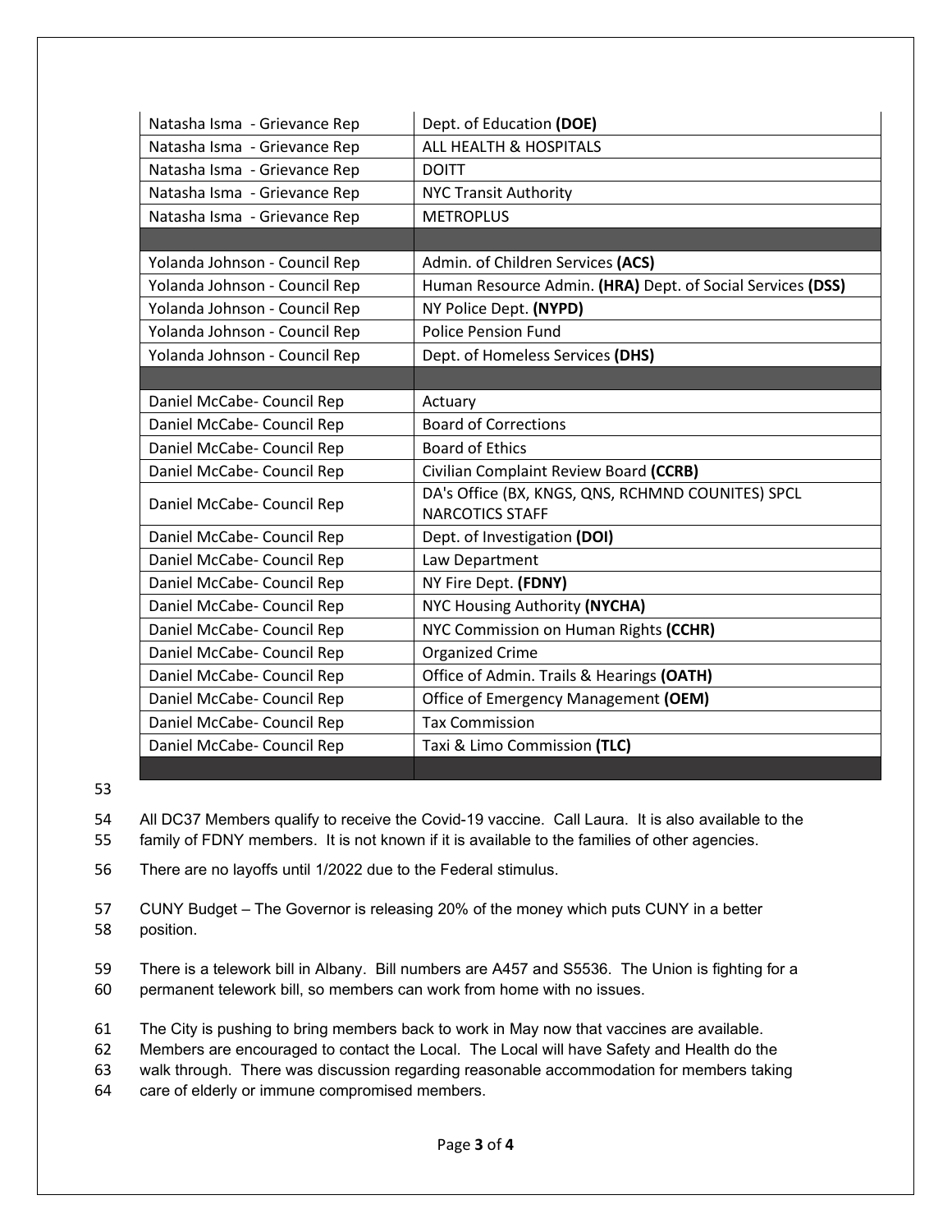| | |
|---|---|
| Natasha Isma - Grievance Rep | Dept. of Education **(DOE)** |
| Natasha Isma - Grievance Rep | ALL HEALTH & HOSPITALS |
| Natasha Isma - Grievance Rep | DOITT |
| Natasha Isma - Grievance Rep | NYC Transit Authority |
| Natasha Isma - Grievance Rep | METROPLUS |
| | |
| Yolanda Johnson - Council Rep | Admin. of Children Services **(ACS)** |
| Yolanda Johnson - Council Rep | Human Resource Admin. **(HRA)** Dept. of Social Services **(DSS)** |
| Yolanda Johnson - Council Rep | NY Police Dept. **(NYPD)** |
| Yolanda Johnson - Council Rep | Police Pension Fund |
| Yolanda Johnson - Council Rep | Dept. of Homeless Services **(DHS)** |
| | |
| Daniel McCabe- Council Rep | Actuary |
| Daniel McCabe- Council Rep | Board of Corrections |
| Daniel McCabe- Council Rep | Board of Ethics |
| Daniel McCabe- Council Rep | Civilian Complaint Review Board **(CCRB)** |
| Daniel McCabe- Council Rep | DA's Office (BX, KNGS, QNS, RCHMND COUNITES) SPCL NARCOTICS STAFF |
| Daniel McCabe- Council Rep | Dept. of Investigation **(DOI)** |
| Daniel McCabe- Council Rep | Law Department |
| Daniel McCabe- Council Rep | NY Fire Dept. **(FDNY)** |
| Daniel McCabe- Council Rep | NYC Housing Authority **(NYCHA)** |
| Daniel McCabe- Council Rep | NYC Commission on Human Rights **(CCHR)** |
| Daniel McCabe- Council Rep | Organized Crime |
| Daniel McCabe- Council Rep | Office of Admin. Trails & Hearings **(OATH)** |
| Daniel McCabe- Council Rep | Office of Emergency Management **(OEM)** |
| Daniel McCabe- Council Rep | Tax Commission |
| Daniel McCabe- Council Rep | Taxi & Limo Commission **(TLC)** |
| | |

53

54 All DC37 Members qualify to receive the Covid-19 vaccine. Call Laura. It is also available to the
55 family of FDNY members. It is not known if it is available to the families of other agencies.

56 There are no layoffs until 1/2022 due to the Federal stimulus.

57 CUNY Budget – The Governor is releasing 20% of the money which puts CUNY in a better
58 position.

59 There is a telework bill in Albany. Bill numbers are A457 and S5536. The Union fighting for a
60 permanent telework bill, so members can work from home with no issues.

61 The City is pushing to bring members back to work in May now that vaccines are available.
62 Members are encouraged to contact the Local. The Local will have Safety and Health do the
63 walk through. There was discussion regarding reasonable accommodation for members taking
64 care of elderly or immune compromised members.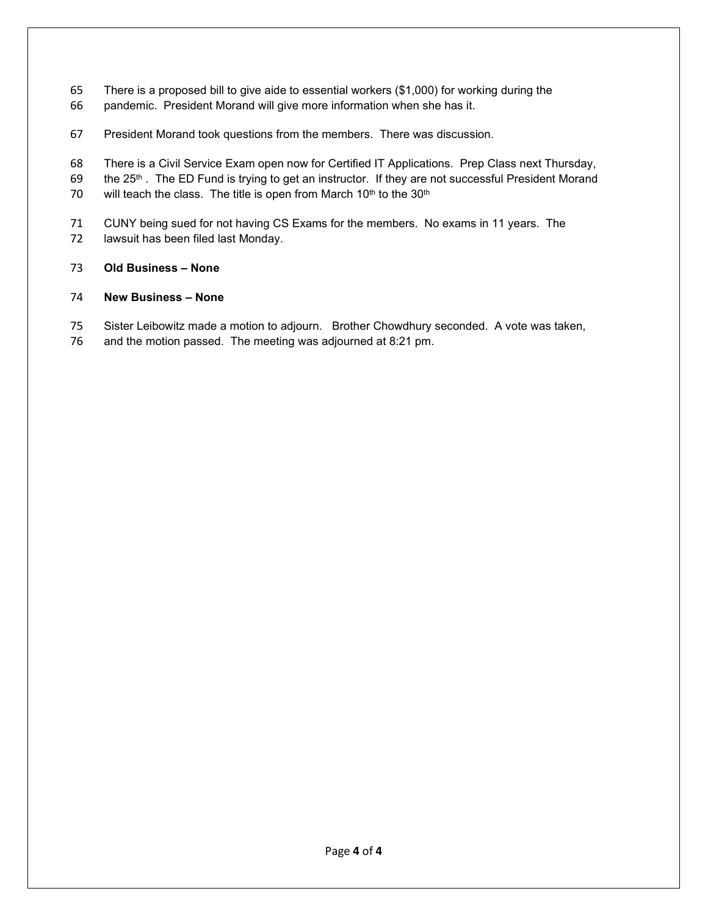There is a proposed bill to give aide to essential workers ($1,000) for working during the pandemic. President Morand will give more information when she has it.

President Morand took questions from the members. There was discussion.

There is a Civil Service Exam open now for Certified IT Applications. Prep Class next Thursday, the 25th. The ED Fund is trying to get an instructor. If they are not successful President Morand will teach the class. The title is open from March 10th to the 30th

CUNY being sued for not having CS Exams for the members. No exams in 11 years. The lawsuit has been filed last Monday.

**Old Business – None**

**New Business – None**

Sister Leibowitz made a motion to adjourn. Brother Chowdhury seconded. A vote was taken, and the motion passed. The meeting was adjourned at 8:21 pm.